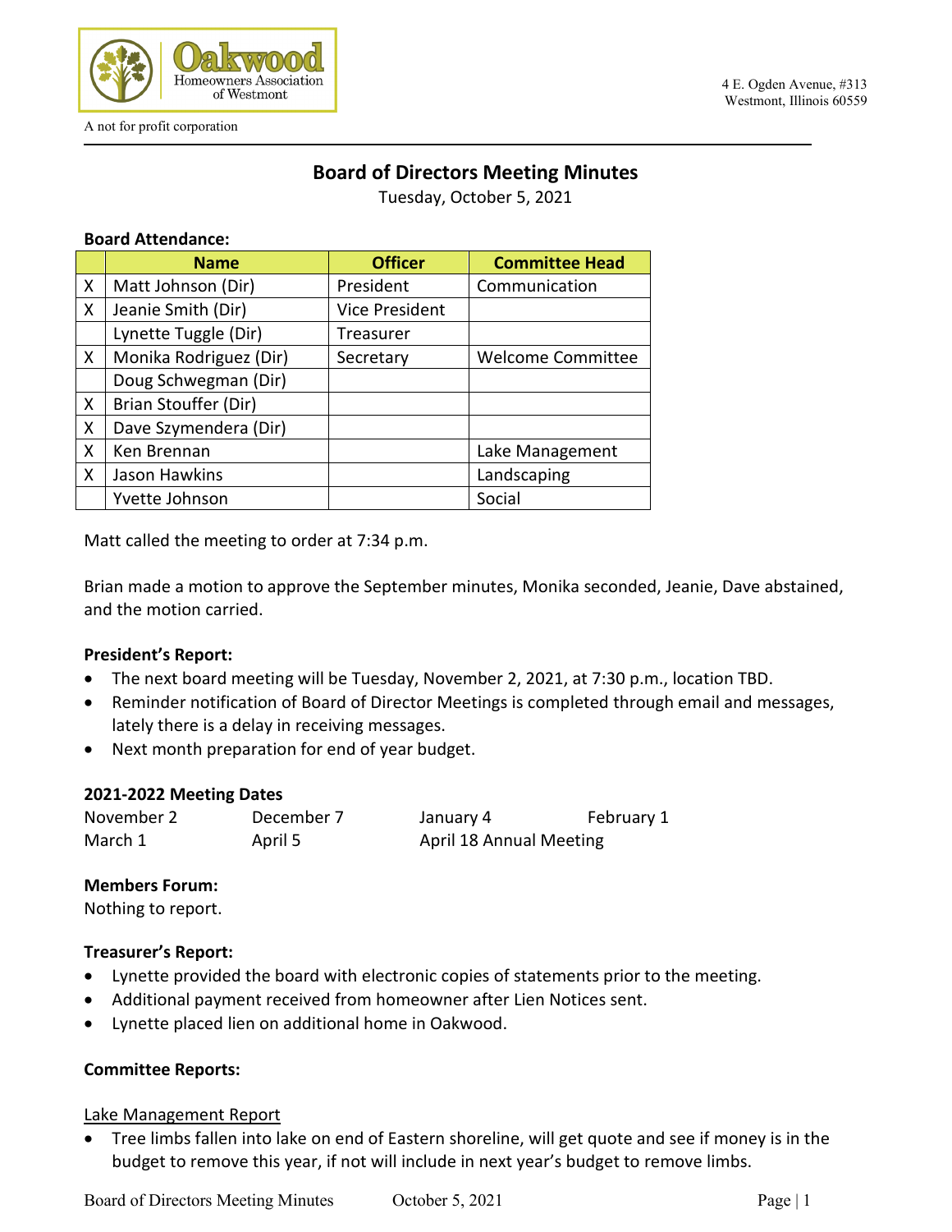Oakwood Homeowners Association of Westmont

A not for profit corporation

4 E. Ogden Avenue, #313
Westmont, Illinois 60559

# Board of Directors Meeting Minutes

Tuesday, October 5, 2021

**Board Attendance:**

| | Name | Officer | Committee Head |
|---|---|---|---|
| X | Matt Johnson (Dir) | President | Communication |
| X | Jeanie Smith (Dir) | Vice President | |
| | Lynette Tuggle (Dir) | Treasurer | |
| X | Monika Rodriguez (Dir) | Secretary | Welcome Committee |
| | Doug Schwegman (Dir) | | |
| X | Brian Stouffer (Dir) | | |
| X | Dave Szymendera (Dir) | | |
| X | Ken Brennan | | Lake Management |
| X | Jason Hawkins | | Landscaping |
| | Yvette Johnson | | Social |

Matt called the meeting to order at 7:34 p.m.

Brian made a motion to approve the September minutes, Monika seconded, Jeanie, Dave abstained, and the motion carried.

**President's Report:**

- The next board meeting will be Tuesday, November 2, 2021, at 7:30 p.m., location TBD.
- Reminder notification of Board of Director Meetings is completed through email and messages, lately there is a delay in receiving messages.
- Next month preparation for end of year budget.

**2021-2022 Meeting Dates**

| | | | |
|---|---|---|---|
| November 2 | December 7 | January 4 | February 1 |
| March 1 | April 5 | April 18 Annual Meeting | |

**Members Forum:**

Nothing to report.

**Treasurer's Report:**

- Lynette provided the board with electronic copies of statements prior to the meeting.
- Additional payment received from homeowner after Lien Notices sent.
- Lynette placed lien on additional home in Oakwood.

**Committee Reports:**

<u>Lake Management Report</u>

- Tree limbs fallen into lake on end of Eastern shoreline, will get quote and see if money is in the budget to remove this year, if not will include in next year's budget to remove limbs.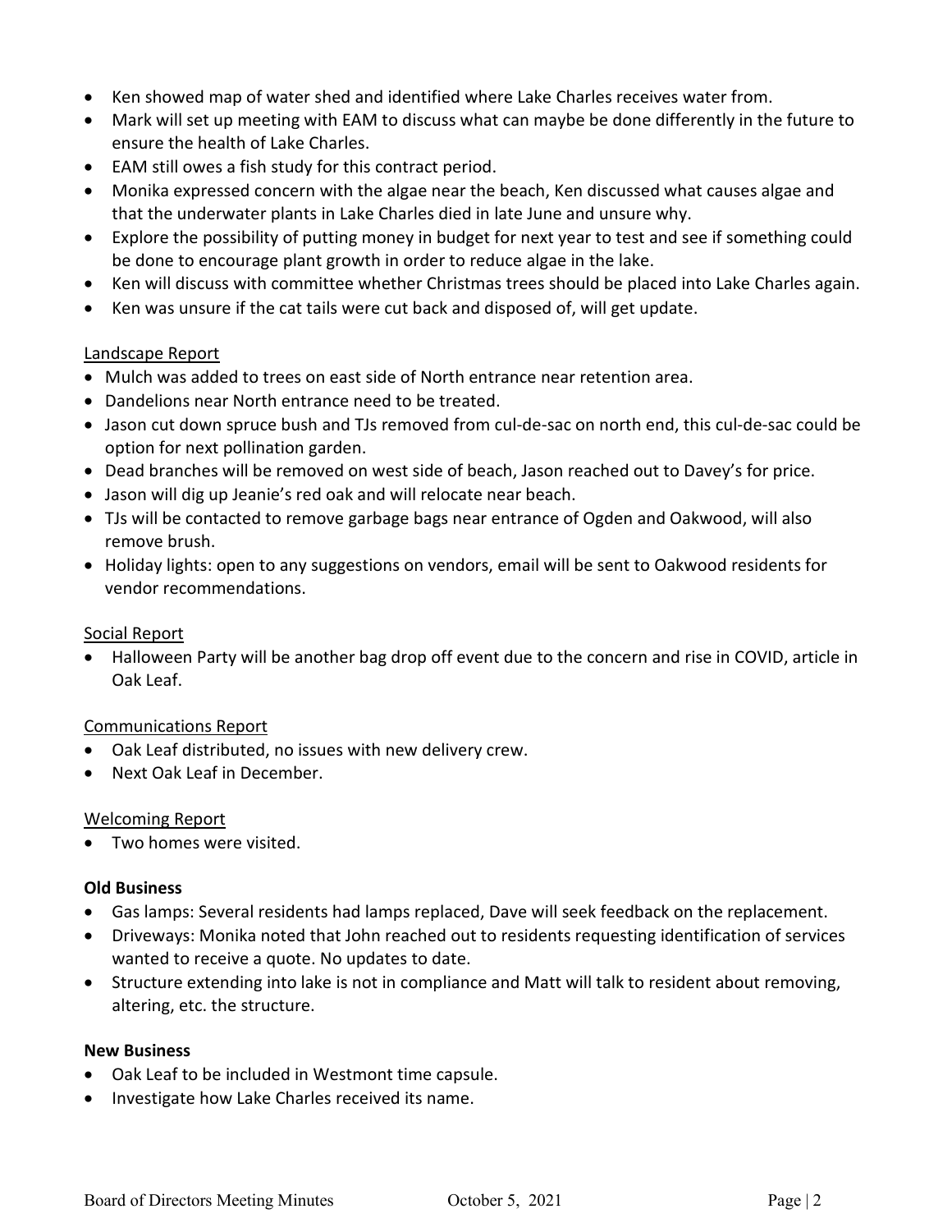- Ken showed map of water shed and identified where Lake Charles receives water from.
- Mark will set up meeting with EAM to discuss what can maybe be done differently in the future to ensure the health of Lake Charles.
- EAM still owes a fish study for this contract period.
- Monika expressed concern with the algae near the beach, Ken discussed what causes algae and that the underwater plants in Lake Charles died in late June and unsure why.
- Explore the possibility of putting money in budget for next year to test and see if something could be done to encourage plant growth in order to reduce algae in the lake.
- Ken will discuss with committee whether Christmas trees should be placed into Lake Charles again.
- Ken was unsure if the cat tails were cut back and disposed of, will get update.

<u>Landscape Report</u>

- Mulch was added to trees on east side of North entrance near retention area.
- Dandelions near North entrance need to be treated.
- Jason cut down spruce bush and TJs removed from cul-de-sac on north end, this cul-de-sac could be option for next pollination garden.
- Dead branches will be removed on west side of beach, Jason reached out to Davey's for price.
- Jason will dig up Jeanie's red oak and will relocate near beach.
- TJs will be contacted to remove garbage bags near entrance of Ogden and Oakwood, will also remove brush.
- Holiday lights: open to any suggestions on vendors, email will be sent to Oakwood residents for vendor recommendations.

<u>Social Report</u>

- Halloween Party will be another bag drop off event due to the concern and rise in COVID, article in Oak Leaf.

<u>Communications Report</u>

- Oak Leaf distributed, no issues with new delivery crew.
- Next Oak Leaf in December.

<u>Welcoming Report</u>

- Two homes were visited.

**Old Business**

- Gas lamps: Several residents had lamps replaced, Dave will seek feedback on the replacement.
- Driveways: Monika noted that John reached out to residents requesting identification of services wanted to receive a quote. No updates to date.
- Structure extending into lake is not in compliance and Matt will talk to resident about removing, altering, etc. the structure.

**New Business**

- Oak Leaf to be included in Westmont time capsule.
- Investigate how Lake Charles received its name.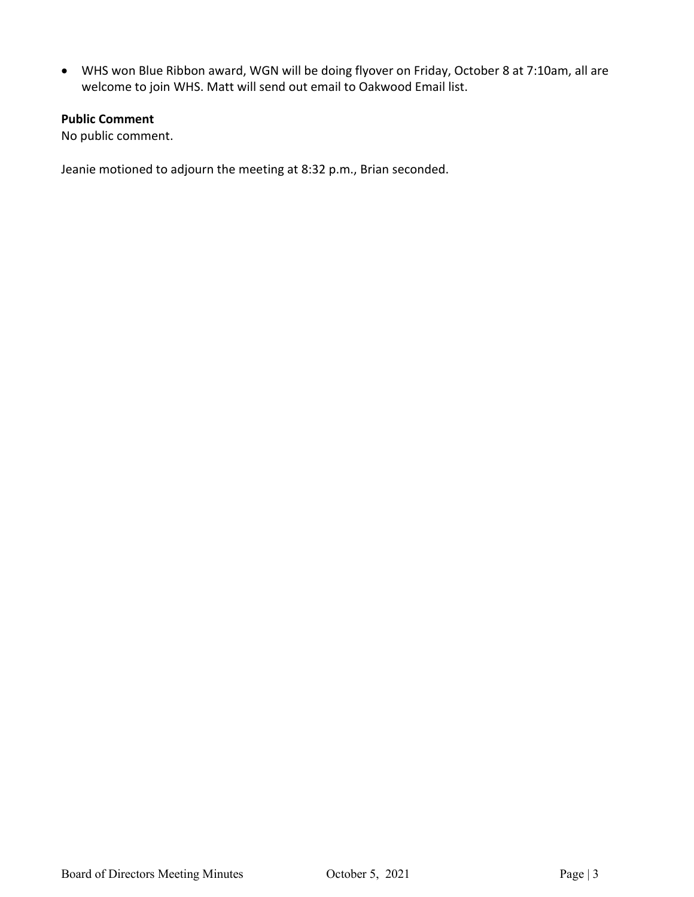- WHS won Blue Ribbon award, WGN will be doing flyover on Friday, October 8 at 7:10am, all are welcome to join WHS. Matt will send out email to Oakwood Email list.

**Public Comment**
No public comment.

Jeanie motioned to adjourn the meeting at 8:32 p.m., Brian seconded.